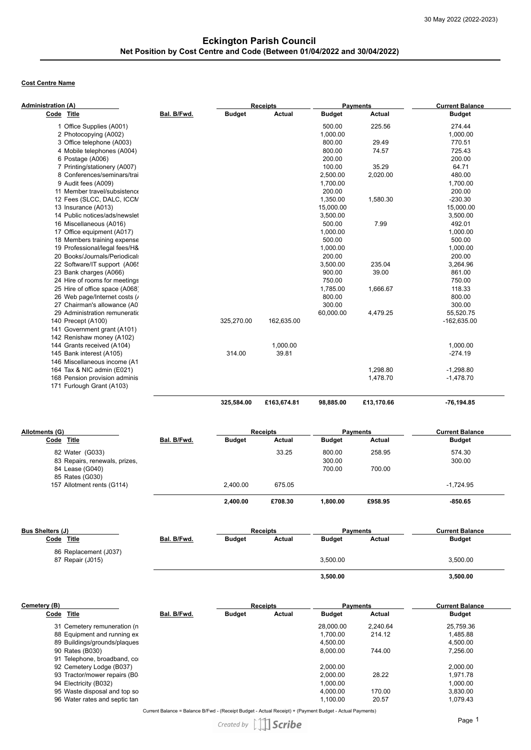30 May 2022 (2022-2023)

# Eckington Parish Council

## Net Position by Cost Centre and Code (Between 01/04/2022 and 30/04/2022)

**Cost Centre Name**

**Administration (A)**

| Code | Title | Bal. B/Fwd. | Receipts Budget | Receipts Actual | Payments Budget | Payments Actual | Current Balance Budget |
|---|---|---|---|---|---|---|---|
| 1 | Office Supplies (A001) | | | | 500.00 | 225.56 | 274.44 |
| 2 | Photocopying (A002) | | | | 1,000.00 | | 1,000.00 |
| 3 | Office telephone (A003) | | | | 800.00 | 29.49 | 770.51 |
| 4 | Mobile telephones (A004) | | | | 800.00 | 74.57 | 725.43 |
| 6 | Postage (A006) | | | | 200.00 | | 200.00 |
| 7 | Printing/stationery (A007) | | | | 100.00 | 35.29 | 64.71 |
| 8 | Conferences/seminars/trai | | | | 2,500.00 | 2,020.00 | 480.00 |
| 9 | Audit fees (A009) | | | | 1,700.00 | | 1,700.00 |
| 11 | Member travel/subsistence | | | | 200.00 | | 200.00 |
| 12 | Fees (SLCC, DALC, ICCM | | | | 1,350.00 | 1,580.30 | -230.30 |
| 13 | Insurance (A013) | | | | 15,000.00 | | 15,000.00 |
| 14 | Public notices/ads/newslet | | | | 3,500.00 | | 3,500.00 |
| 16 | Miscellaneous (A016) | | | | 500.00 | 7.99 | 492.01 |
| 17 | Office equipment (A017) | | | | 1,000.00 | | 1,000.00 |
| 18 | Members training expense | | | | 500.00 | | 500.00 |
| 19 | Professional/legal fees/H& | | | | 1,000.00 | | 1,000.00 |
| 20 | Books/Journals/Periodicals | | | | 200.00 | | 200.00 |
| 22 | Software/IT support (A065 | | | | 3,500.00 | 235.04 | 3,264.96 |
| 23 | Bank charges (A066) | | | | 900.00 | 39.00 | 861.00 |
| 24 | Hire of rooms for meetings | | | | 750.00 | | 750.00 |
| 25 | Hire of office space (A068) | | | | 1,785.00 | 1,666.67 | 118.33 |
| 26 | Web page/Internet costs (/ | | | | 800.00 | | 800.00 |
| 27 | Chairman's allowance (A0 | | | | 300.00 | | 300.00 |
| 29 | Administration remuneratio | | | | 60,000.00 | 4,479.25 | 55,520.75 |
| 140 | Precept (A100) | | 325,270.00 | 162,635.00 | | | -162,635.00 |
| 141 | Government grant (A101) | | | | | | |
| 142 | Renishaw money (A102) | | | | | | |
| 144 | Grants received (A104) | | | 1,000.00 | | | 1,000.00 |
| 145 | Bank interest (A105) | | 314.00 | 39.81 | | | -274.19 |
| 146 | Miscellaneous income (A1 | | | | | | |
| 164 | Tax & NIC admin (E021) | | | | | 1,298.80 | -1,298.80 |
| 168 | Pension provision adminis | | | | | 1,478.70 | -1,478.70 |
| 171 | Furlough Grant (A103) | | | | | | |
| | | | **325,584.00** | **£163,674.81** | **98,885.00** | **£13,170.66** | **-76,194.85** |

**Allotments (G)**

| Code | Title | Bal. B/Fwd. | Receipts Budget | Receipts Actual | Payments Budget | Payments Actual | Current Balance Budget |
|---|---|---|---|---|---|---|---|
| 82 | Water (G033) | | | 33.25 | 800.00 | 258.95 | 574.30 |
| 83 | Repairs, renewals, prizes, | | | | 300.00 | | 300.00 |
| 84 | Lease (G040) | | | | 700.00 | 700.00 | |
| 85 | Rates (G030) | | | | | | |
| 157 | Allotment rents (G114) | | 2,400.00 | 675.05 | | | -1,724.95 |
| | | | **2,400.00** | **£708.30** | **1,800.00** | **£958.95** | **-850.65** |

**Bus Shelters (J)**

| Code | Title | Bal. B/Fwd. | Receipts Budget | Receipts Actual | Payments Budget | Payments Actual | Current Balance Budget |
|---|---|---|---|---|---|---|---|
| 86 | Replacement (J037) | | | | | | |
| 87 | Repair (J015) | | | | 3,500.00 | | 3,500.00 |
| | | | | | **3,500.00** | | **3,500.00** |

**Cemetery (B)**

| Code | Title | Bal. B/Fwd. | Receipts Budget | Receipts Actual | Payments Budget | Payments Actual | Current Balance Budget |
|---|---|---|---|---|---|---|---|
| 31 | Cemetery remuneration (n | | | | 28,000.00 | 2,240.64 | 25,759.36 |
| 88 | Equipment and running ex | | | | 1,700.00 | 214.12 | 1,485.88 |
| 89 | Buildings/grounds/plaques | | | | 4,500.00 | | 4,500.00 |
| 90 | Rates (B030) | | | | 8,000.00 | 744.00 | 7,256.00 |
| 91 | Telephone, broadband, co | | | | | | |
| 92 | Cemetery Lodge (B037) | | | | 2,000.00 | | 2,000.00 |
| 93 | Tractor/mower repairs (B0 | | | | 2,000.00 | 28.22 | 1,971.78 |
| 94 | Electricity (B032) | | | | 1,000.00 | | 1,000.00 |
| 95 | Waste disposal and top so | | | | 4,000.00 | 170.00 | 3,830.00 |
| 96 | Water rates and septic tan | | | | 1,100.00 | 20.57 | 1,079.43 |

Current Balance = Balance B/Fwd - (Receipt Budget - Actual Receipt) + (Payment Budget - Actual Payments)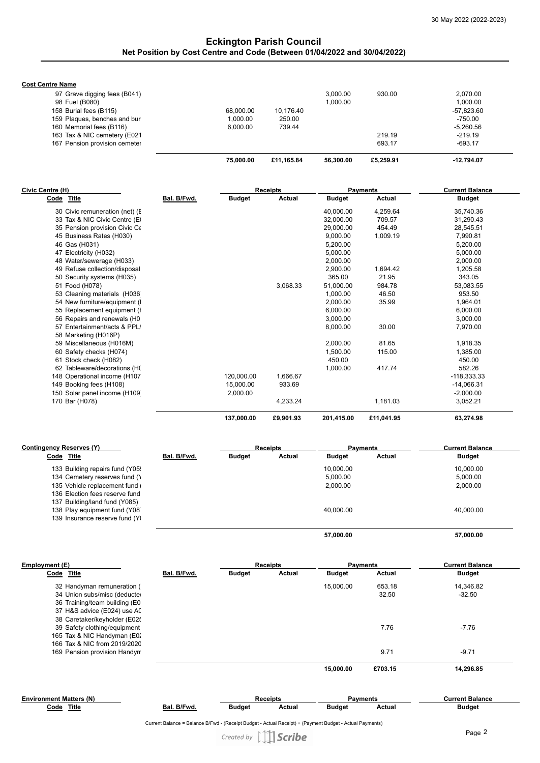## Eckington Parish Council

### Net Position by Cost Centre and Code (Between 01/04/2022 and 30/04/2022)

**Cost Centre Name**

| Code Title | Bal. B/Fwd. | Receipts Budget | Receipts Actual | Payments Budget | Payments Actual | Current Balance Budget |
|---|---|---|---|---|---|---|
| 97 Grave digging fees (B041) | | | | 3,000.00 | 930.00 | 2,070.00 |
| 98 Fuel (B080) | | | | 1,000.00 | | 1,000.00 |
| 158 Burial fees (B115) | | 68,000.00 | 10,176.40 | | | -57,823.60 |
| 159 Plaques, benches and bur | | 1,000.00 | 250.00 | | | -750.00 |
| 160 Memorial fees (B116) | | 6,000.00 | 739.44 | | | -5,260.56 |
| 163 Tax & NIC cemetery (E021 | | | | | 219.19 | -219.19 |
| 167 Pension provision cemeter | | | | | 693.17 | -693.17 |
| | | **75,000.00** | **£11,165.84** | **56,300.00** | **£5,259.91** | **-12,794.07** |

**Civic Centre (H)**

| Code Title | Bal. B/Fwd. | Receipts Budget | Receipts Actual | Payments Budget | Payments Actual | Current Balance Budget |
|---|---|---|---|---|---|---|
| 30 Civic remuneration (net) (E | | | | 40,000.00 | 4,259.64 | 35,740.36 |
| 33 Tax & NIC Civic Centre (E | | | | 32,000.00 | 709.57 | 31,290.43 |
| 35 Pension provision Civic Ce | | | | 29,000.00 | 454.49 | 28,545.51 |
| 45 Business Rates (H030) | | | | 9,000.00 | 1,009.19 | 7,990.81 |
| 46 Gas (H031) | | | | 5,200.00 | | 5,200.00 |
| 47 Electricity (H032) | | | | 5,000.00 | | 5,000.00 |
| 48 Water/sewerage (H033) | | | | 2,000.00 | | 2,000.00 |
| 49 Refuse collection/disposal | | | | 2,900.00 | 1,694.42 | 1,205.58 |
| 50 Security systems (H035) | | | | 365.00 | 21.95 | 343.05 |
| 51 Food (H078) | | | 3,068.33 | 51,000.00 | 984.78 | 53,083.55 |
| 53 Cleaning materials (H036 | | | | 1,000.00 | 46.50 | 953.50 |
| 54 New furniture/equipment (I | | | | 2,000.00 | 35.99 | 1,964.01 |
| 55 Replacement equipment (I | | | | 6,000.00 | | 6,000.00 |
| 56 Repairs and renewals (H0 | | | | 3,000.00 | | 3,000.00 |
| 57 Entertainment/acts & PPL/ | | | | 8,000.00 | 30.00 | 7,970.00 |
| 58 Marketing (H016P) | | | | | | |
| 59 Miscellaneous (H016M) | | | | 2,000.00 | 81.65 | 1,918.35 |
| 60 Safety checks (H074) | | | | 1,500.00 | 115.00 | 1,385.00 |
| 61 Stock check (H082) | | | | 450.00 | | 450.00 |
| 62 Tableware/decorations (H( | | | | 1,000.00 | 417.74 | 582.26 |
| 148 Operational income (H107 | | 120,000.00 | 1,666.67 | | | -118,333.33 |
| 149 Booking fees (H108) | | 15,000.00 | 933.69 | | | -14,066.31 |
| 150 Solar panel income (H109 | | 2,000.00 | | | | -2,000.00 |
| 170 Bar (H078) | | | 4,233.24 | | 1,181.03 | 3,052.21 |
| | | **137,000.00** | **£9,901.93** | **201,415.00** | **£11,041.95** | **63,274.98** |

**Contingency Reserves (Y)**

| Code Title | Bal. B/Fwd. | Receipts Budget | Receipts Actual | Payments Budget | Payments Actual | Current Balance Budget |
|---|---|---|---|---|---|---|
| 133 Building repairs fund (Y05 | | | | 10,000.00 | | 10,000.00 |
| 134 Cemetery reserves fund (Y | | | | 5,000.00 | | 5,000.00 |
| 135 Vehicle replacement fund ( | | | | 2,000.00 | | 2,000.00 |
| 136 Election fees reserve fund | | | | | | |
| 137 Building/land fund (Y085) | | | | | | |
| 138 Play equipment fund (Y08 | | | | 40,000.00 | | 40,000.00 |
| 139 Insurance reserve fund (Y | | | | | | |
| | | | | **57,000.00** | | **57,000.00** |

**Employment (E)**

| Code Title | Bal. B/Fwd. | Receipts Budget | Receipts Actual | Payments Budget | Payments Actual | Current Balance Budget |
|---|---|---|---|---|---|---|
| 32 Handyman remuneration ( | | | | 15,000.00 | 653.18 | 14,346.82 |
| 34 Union subs/misc (deducte | | | | | 32.50 | -32.50 |
| 36 Training/team building (E0 | | | | | | |
| 37 H&S advice (E024) use AC | | | | | | |
| 38 Caretaker/keyholder (E02 | | | | | | |
| 39 Safety clothing/equipment | | | | | 7.76 | -7.76 |
| 165 Tax & NIC Handyman (E0 | | | | | | |
| 166 Tax & NIC from 2019/2020 | | | | | | |
| 169 Pension provision Handym | | | | | 9.71 | -9.71 |
| | | | | **15,000.00** | **£703.15** | **14,296.85** |

**Environment Matters (N)**

| Code Title | Bal. B/Fwd. | Receipts Budget | Receipts Actual | Payments Budget | Payments Actual | Current Balance Budget |
|---|---|---|---|---|---|---|

Current Balance = Balance B/Fwd - (Receipt Budget - Actual Receipt) + (Payment Budget - Actual Payments)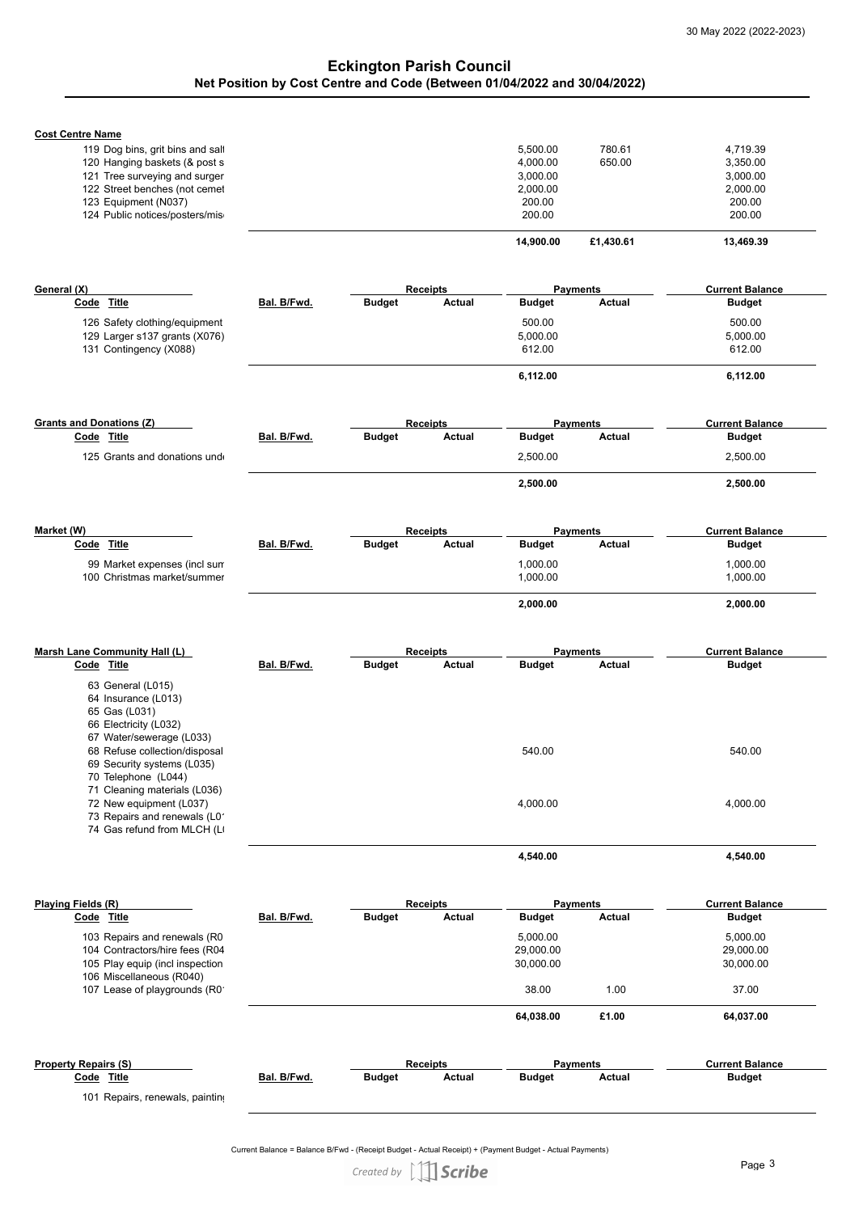## Eckington Parish Council

### Net Position by Cost Centre and Code (Between 01/04/2022 and 30/04/2022)

**Cost Centre Name**

| Code Title | Bal. B/Fwd. | Receipts Budget | Receipts Actual | Payments Budget | Payments Actual | Current Balance Budget |
|---|---|---|---|---|---|---|
| 119 Dog bins, grit bins and salt | | | | 5,500.00 | 780.61 | 4,719.39 |
| 120 Hanging baskets (& post s | | | | 4,000.00 | 650.00 | 3,350.00 |
| 121 Tree surveying and surger | | | | 3,000.00 | | 3,000.00 |
| 122 Street benches (not cemet | | | | 2,000.00 | | 2,000.00 |
| 123 Equipment (N037) | | | | 200.00 | | 200.00 |
| 124 Public notices/posters/misc | | | | 200.00 | | 200.00 |
| | | | | **14,900.00** | **£1,430.61** | **13,469.39** |

**General (X)**

| Code Title | Bal. B/Fwd. | Receipts Budget | Receipts Actual | Payments Budget | Payments Actual | Current Balance Budget |
|---|---|---|---|---|---|---|
| 126 Safety clothing/equipment | | | | 500.00 | | 500.00 |
| 129 Larger s137 grants (X076) | | | | 5,000.00 | | 5,000.00 |
| 131 Contingency (X088) | | | | 612.00 | | 612.00 |
| | | | | **6,112.00** | | **6,112.00** |

**Grants and Donations (Z)**

| Code Title | Bal. B/Fwd. | Receipts Budget | Receipts Actual | Payments Budget | Payments Actual | Current Balance Budget |
|---|---|---|---|---|---|---|
| 125 Grants and donations unde | | | | 2,500.00 | | 2,500.00 |
| | | | | **2,500.00** | | **2,500.00** |

**Market (W)**

| Code Title | Bal. B/Fwd. | Receipts Budget | Receipts Actual | Payments Budget | Payments Actual | Current Balance Budget |
|---|---|---|---|---|---|---|
| 99 Market expenses (incl sum | | | | 1,000.00 | | 1,000.00 |
| 100 Christmas market/summer | | | | 1,000.00 | | 1,000.00 |
| | | | | **2,000.00** | | **2,000.00** |

**Marsh Lane Community Hall (L)**

| Code Title | Bal. B/Fwd. | Receipts Budget | Receipts Actual | Payments Budget | Payments Actual | Current Balance Budget |
|---|---|---|---|---|---|---|
| 63 General (L015) | | | | | | |
| 64 Insurance (L013) | | | | | | |
| 65 Gas (L031) | | | | | | |
| 66 Electricity (L032) | | | | | | |
| 67 Water/sewerage (L033) | | | | | | |
| 68 Refuse collection/disposal | | | | 540.00 | | 540.00 |
| 69 Security systems (L035) | | | | | | |
| 70 Telephone (L044) | | | | | | |
| 71 Cleaning materials (L036) | | | | | | |
| 72 New equipment (L037) | | | | 4,000.00 | | 4,000.00 |
| 73 Repairs and renewals (L0 | | | | | | |
| 74 Gas refund from MLCH (L | | | | | | |
| | | | | **4,540.00** | | **4,540.00** |

**Playing Fields (R)**

| Code Title | Bal. B/Fwd. | Receipts Budget | Receipts Actual | Payments Budget | Payments Actual | Current Balance Budget |
|---|---|---|---|---|---|---|
| 103 Repairs and renewals (R0 | | | | 5,000.00 | | 5,000.00 |
| 104 Contractors/hire fees (R04 | | | | 29,000.00 | | 29,000.00 |
| 105 Play equip (incl inspection | | | | 30,000.00 | | 30,000.00 |
| 106 Miscellaneous (R040) | | | | | | |
| 107 Lease of playgrounds (R0 | | | | 38.00 | 1.00 | 37.00 |
| | | | | **64,038.00** | **£1.00** | **64,037.00** |

**Property Repairs (S)**

| Code Title | Bal. B/Fwd. | Receipts Budget | Receipts Actual | Payments Budget | Payments Actual | Current Balance Budget |
|---|---|---|---|---|---|---|
| 101 Repairs, renewals, painting | | | | | | |

Current Balance = Balance B/Fwd - (Receipt Budget - Actual Receipt) + (Payment Budget - Actual Payments)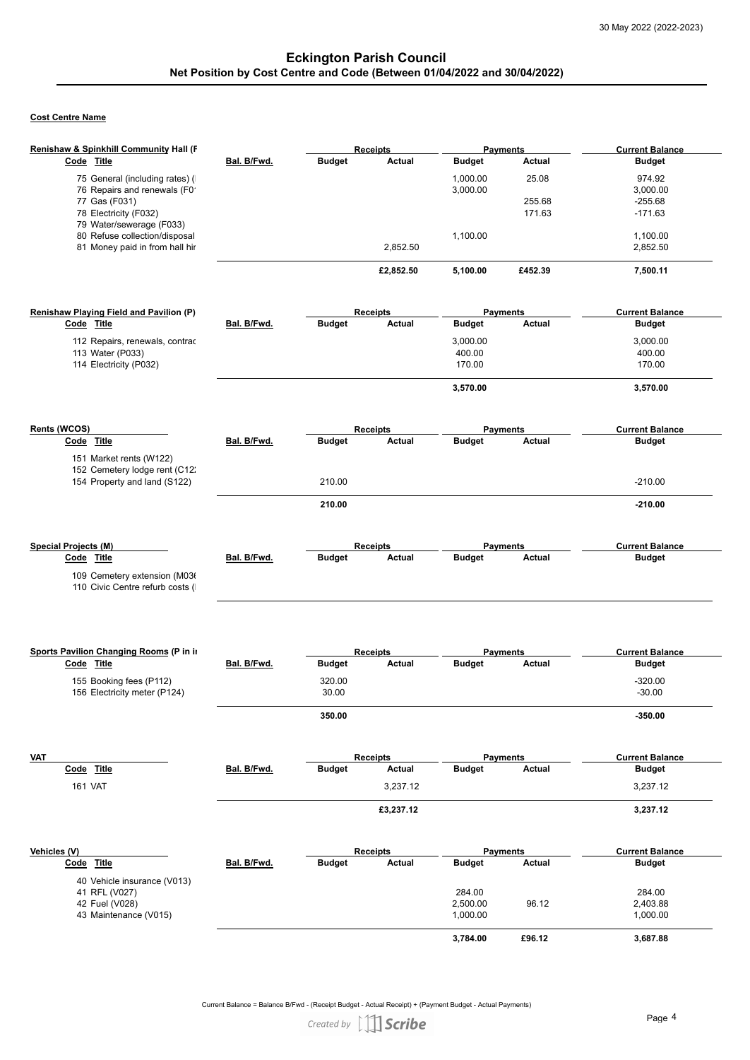30 May 2022 (2022-2023)

# Eckington Parish Council

## Net Position by Cost Centre and Code (Between 01/04/2022 and 30/04/2022)

**Cost Centre Name**

**Renishaw & Spinkhill Community Hall (F**

| Code Title | Bal. B/Fwd. | Receipts Budget | Receipts Actual | Payments Budget | Payments Actual | Current Balance Budget |
|---|---|---|---|---|---|---|
| 75 General (including rates) ( | | | | 1,000.00 | 25.08 | 974.92 |
| 76 Repairs and renewals (F0 | | | | 3,000.00 | | 3,000.00 |
| 77 Gas (F031) | | | | | 255.68 | -255.68 |
| 78 Electricity (F032) | | | | | 171.63 | -171.63 |
| 79 Water/sewerage (F033) | | | | | | |
| 80 Refuse collection/disposal | | | | 1,100.00 | | 1,100.00 |
| 81 Money paid in from hall hir | | | 2,852.50 | | | 2,852.50 |
| | | | **£2,852.50** | **5,100.00** | **£452.39** | **7,500.11** |

**Renishaw Playing Field and Pavilion (P)**

| Code Title | Bal. B/Fwd. | Receipts Budget | Receipts Actual | Payments Budget | Payments Actual | Current Balance Budget |
|---|---|---|---|---|---|---|
| 112 Repairs, renewals, contrac | | | | 3,000.00 | | 3,000.00 |
| 113 Water (P033) | | | | 400.00 | | 400.00 |
| 114 Electricity (P032) | | | | 170.00 | | 170.00 |
| | | | | **3,570.00** | | **3,570.00** |

**Rents (WCOS)**

| Code Title | Bal. B/Fwd. | Receipts Budget | Receipts Actual | Payments Budget | Payments Actual | Current Balance Budget |
|---|---|---|---|---|---|---|
| 151 Market rents (W122) | | | | | | |
| 152 Cemetery lodge rent (C12 | | | | | | |
| 154 Property and land (S122) | | 210.00 | | | | -210.00 |
| | | **210.00** | | | | **-210.00** |

**Special Projects (M)**

| Code Title | Bal. B/Fwd. | Receipts Budget | Receipts Actual | Payments Budget | Payments Actual | Current Balance Budget |
|---|---|---|---|---|---|---|
| 109 Cemetery extension (M03 | | | | | | |
| 110 Civic Centre refurb costs ( | | | | | | |

**Sports Pavilion Changing Rooms (P in i**

| Code Title | Bal. B/Fwd. | Receipts Budget | Receipts Actual | Payments Budget | Payments Actual | Current Balance Budget |
|---|---|---|---|---|---|---|
| 155 Booking fees (P112) | | 320.00 | | | | -320.00 |
| 156 Electricity meter (P124) | | 30.00 | | | | -30.00 |
| | | **350.00** | | | | **-350.00** |

**VAT**

| Code Title | Bal. B/Fwd. | Receipts Budget | Receipts Actual | Payments Budget | Payments Actual | Current Balance Budget |
|---|---|---|---|---|---|---|
| 161 VAT | | | 3,237.12 | | | 3,237.12 |
| | | | **£3,237.12** | | | **3,237.12** |

**Vehicles (V)**

| Code Title | Bal. B/Fwd. | Receipts Budget | Receipts Actual | Payments Budget | Payments Actual | Current Balance Budget |
|---|---|---|---|---|---|---|
| 40 Vehicle insurance (V013) | | | | | | |
| 41 RFL (V027) | | | | 284.00 | | 284.00 |
| 42 Fuel (V028) | | | | 2,500.00 | 96.12 | 2,403.88 |
| 43 Maintenance (V015) | | | | 1,000.00 | | 1,000.00 |
| | | | | **3,784.00** | **£96.12** | **3,687.88** |

Current Balance = Balance B/Fwd - (Receipt Budget - Actual Receipt) + (Payment Budget - Actual Payments)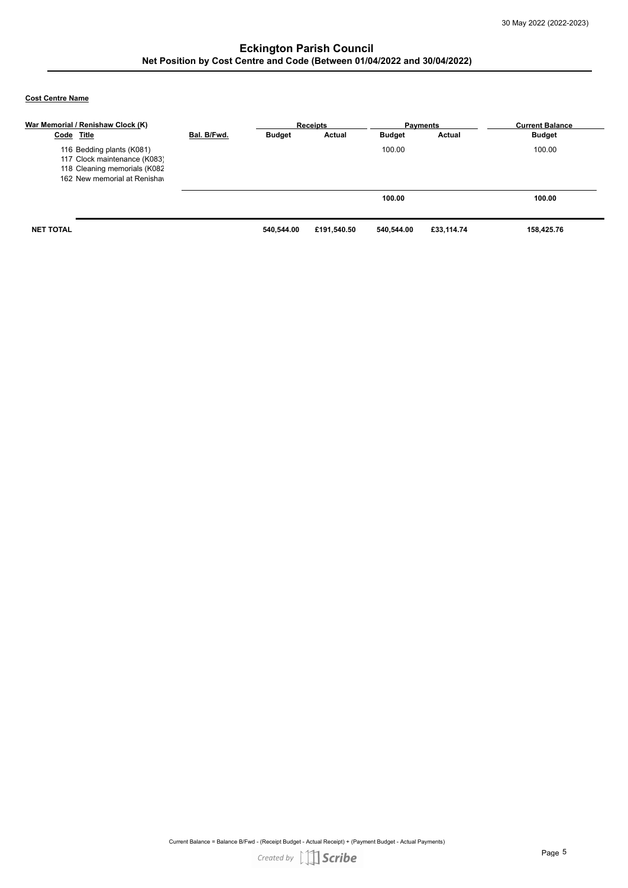## Eckington Parish Council

### Net Position by Cost Centre and Code (Between 01/04/2022 and 30/04/2022)

**Cost Centre Name**

| War Memorial / Renishaw Clock (K) | | Receipts | | Payments | | Current Balance |
|---|---|---|---|---|---|---|
| **Code Title** | **Bal. B/Fwd.** | **Budget** | **Actual** | **Budget** | **Actual** | **Budget** |
| 116 Bedding plants (K081) | | | | 100.00 | | 100.00 |
| 117 Clock maintenance (K083) | | | | | | |
| 118 Cleaning memorials (K082 | | | | | | |
| 162 New memorial at Renishav | | | | | | |
| | | | | **100.00** | | **100.00** |
| **NET TOTAL** | | **540,544.00** | **£191,540.50** | **540,544.00** | **£33,114.74** | **158,425.76** |

Current Balance = Balance B/Fwd - (Receipt Budget - Actual Receipt) + (Payment Budget - Actual Payments)